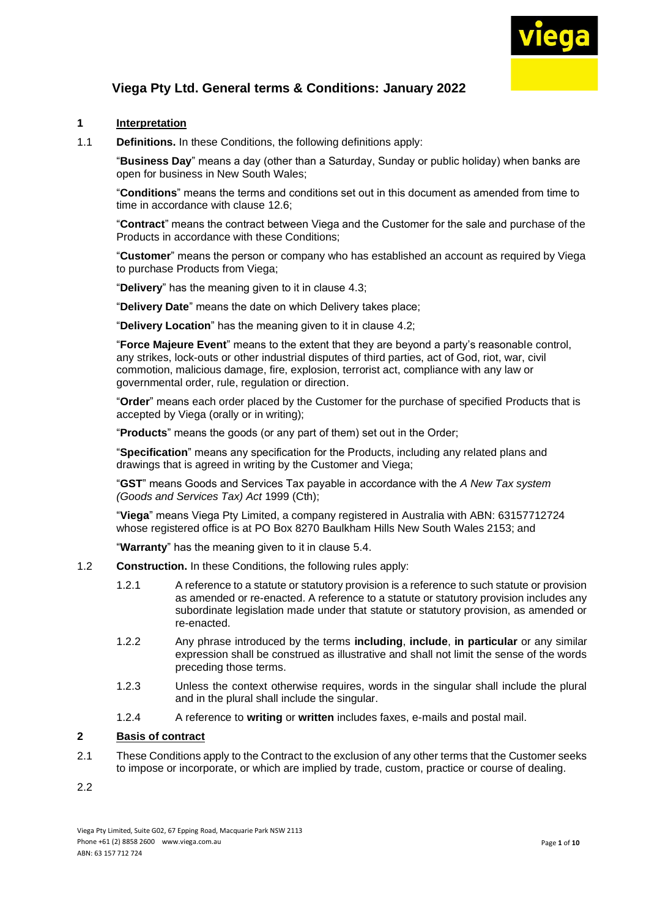# Viega Pty Ltd. General terms & Conditions: January 2022

## 1 Interpretation

1.1 **Definitions.** In these Conditions, the following definitions apply:

"**Business Day**" means a day (other than a Saturday, Sunday or public holiday) when banks are open for business in New South Wales;

"**Conditions**" means the terms and conditions set out in this document as amended from time to time in accordance with clause 12.6;

"**Contract**" means the contract between Viega and the Customer for the sale and purchase of the Products in accordance with these Conditions;

"**Customer**" means the person or company who has established an account as required by Viega to purchase Products from Viega;

"**Delivery**" has the meaning given to it in clause 4.3;

"**Delivery Date**" means the date on which Delivery takes place;

"**Delivery Location**" has the meaning given to it in clause 4.2;

"**Force Majeure Event**" means to the extent that they are beyond a party's reasonable control, any strikes, lock-outs or other industrial disputes of third parties, act of God, riot, war, civil commotion, malicious damage, fire, explosion, terrorist act, compliance with any law or governmental order, rule, regulation or direction.

"**Order**" means each order placed by the Customer for the purchase of specified Products that is accepted by Viega (orally or in writing);

"**Products**" means the goods (or any part of them) set out in the Order;

"**Specification**" means any specification for the Products, including any related plans and drawings that is agreed in writing by the Customer and Viega;

"**GST**" means Goods and Services Tax payable in accordance with the *A New Tax system (Goods and Services Tax) Act* 1999 (Cth);

"**Viega**" means Viega Pty Limited, a company registered in Australia with ABN: 63157712724 whose registered office is at PO Box 8270 Baulkham Hills New South Wales 2153; and

"**Warranty**" has the meaning given to it in clause 5.4.

1.2 **Construction.** In these Conditions, the following rules apply:

1.2.1 A reference to a statute or statutory provision is a reference to such statute or provision as amended or re-enacted. A reference to a statute or statutory provision includes any subordinate legislation made under that statute or statutory provision, as amended or re-enacted.

1.2.2 Any phrase introduced by the terms **including**, **include**, **in particular** or any similar expression shall be construed as illustrative and shall not limit the sense of the words preceding those terms.

1.2.3 Unless the context otherwise requires, words in the singular shall include the plural and in the plural shall include the singular.

1.2.4 A reference to **writing** or **written** includes faxes, e-mails and postal mail.

## 2 Basis of contract

2.1 These Conditions apply to the Contract to the exclusion of any other terms that the Customer seeks to impose or incorporate, or which are implied by trade, custom, practice or course of dealing.

2.2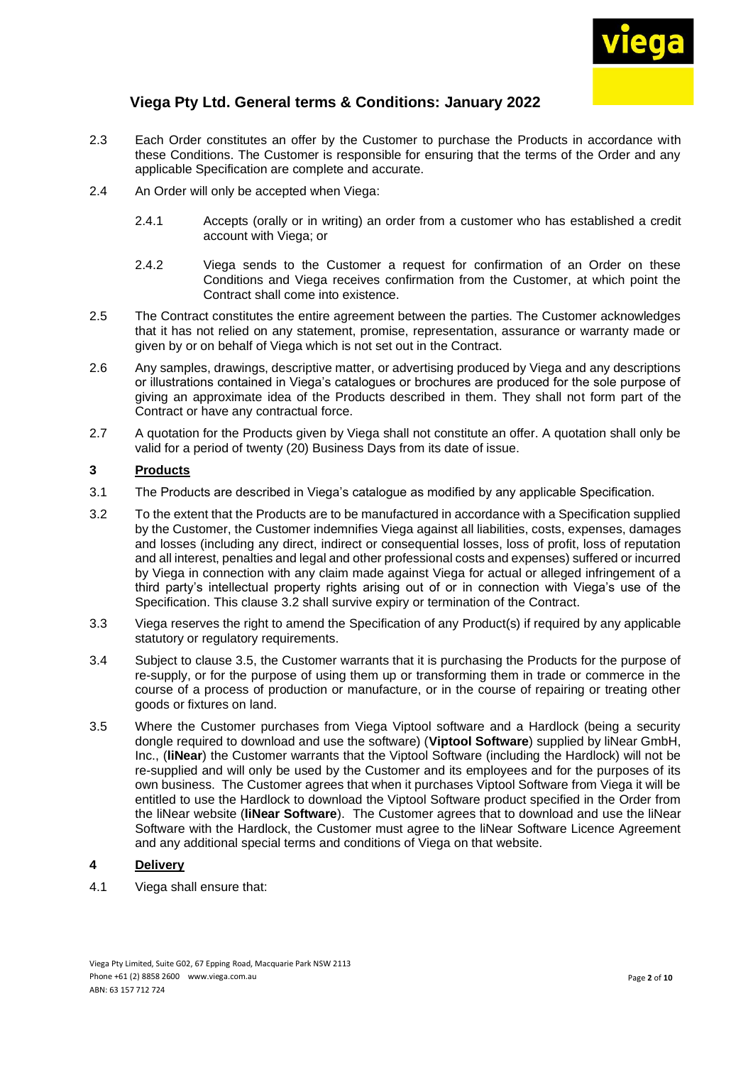2.3 Each Order constitutes an offer by the Customer to purchase the Products in accordance with these Conditions. The Customer is responsible for ensuring that the terms of the Order and any applicable Specification are complete and accurate.

2.4 An Order will only be accepted when Viega:

2.4.1 Accepts (orally or in writing) an order from a customer who has established a credit account with Viega; or

2.4.2 Viega sends to the Customer a request for confirmation of an Order on these Conditions and Viega receives confirmation from the Customer, at which point the Contract shall come into existence.

2.5 The Contract constitutes the entire agreement between the parties. The Customer acknowledges that it has not relied on any statement, promise, representation, assurance or warranty made or given by or on behalf of Viega which is not set out in the Contract.

2.6 Any samples, drawings, descriptive matter, or advertising produced by Viega and any descriptions or illustrations contained in Viega's catalogues or brochures are produced for the sole purpose of giving an approximate idea of the Products described in them. They shall not form part of the Contract or have any contractual force.

2.7 A quotation for the Products given by Viega shall not constitute an offer. A quotation shall only be valid for a period of twenty (20) Business Days from its date of issue.

## 3 Products

3.1 The Products are described in Viega's catalogue as modified by any applicable Specification.

3.2 To the extent that the Products are to be manufactured in accordance with a Specification supplied by the Customer, the Customer indemnifies Viega against all liabilities, costs, expenses, damages and losses (including any direct, indirect or consequential losses, loss of profit, loss of reputation and all interest, penalties and legal and other professional costs and expenses) suffered or incurred by Viega in connection with any claim made against Viega for actual or alleged infringement of a third party's intellectual property rights arising out of or in connection with Viega's use of the Specification. This clause 3.2 shall survive expiry or termination of the Contract.

3.3 Viega reserves the right to amend the Specification of any Product(s) if required by any applicable statutory or regulatory requirements.

3.4 Subject to clause 3.5, the Customer warrants that it is purchasing the Products for the purpose of re-supply, or for the purpose of using them up or transforming them in trade or commerce in the course of a process of production or manufacture, or in the course of repairing or treating other goods or fixtures on land.

3.5 Where the Customer purchases from Viega Viptool software and a Hardlock (being a security dongle required to download and use the software) (**Viptool Software**) supplied by liNear GmbH, Inc., (**liNear**) the Customer warrants that the Viptool Software (including the Hardlock) will not be re-supplied and will only be used by the Customer and its employees and for the purposes of its own business. The Customer agrees that when it purchases Viptool Software from Viega it will be entitled to use the Hardlock to download the Viptool Software product specified in the Order from the liNear website (**liNear Software**). The Customer agrees that to download and use the liNear Software with the Hardlock, the Customer must agree to the liNear Software Licence Agreement and any additional special terms and conditions of Viega on that website.

## 4 Delivery

4.1 Viega shall ensure that: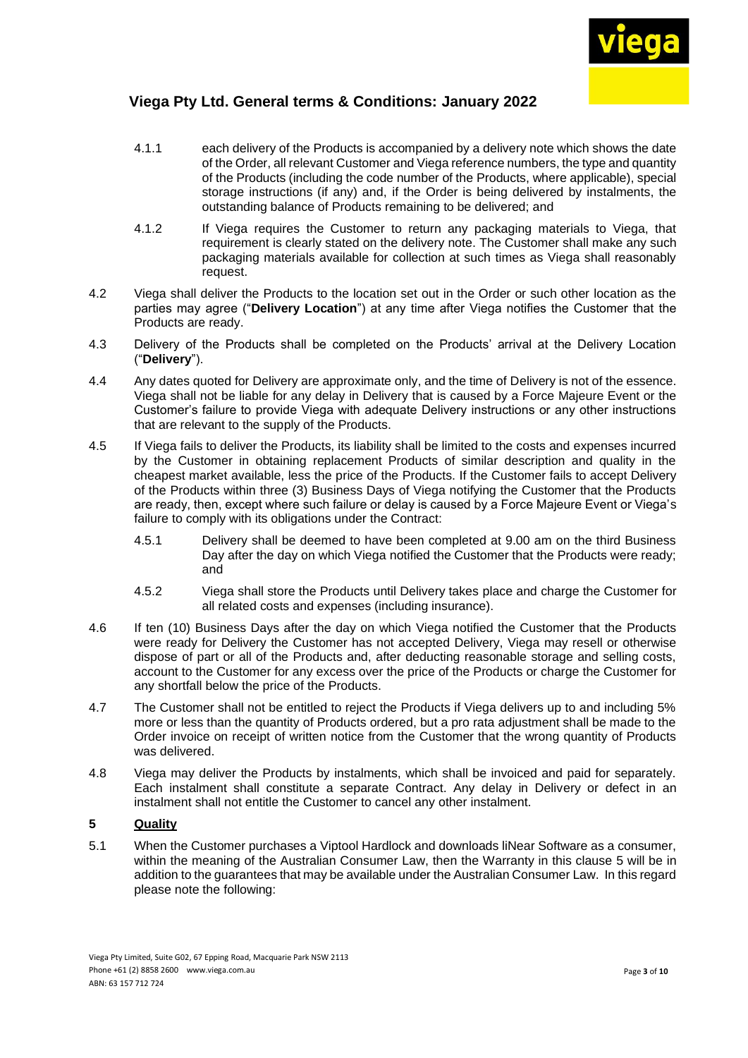4.1.1 each delivery of the Products is accompanied by a delivery note which shows the date of the Order, all relevant Customer and Viega reference numbers, the type and quantity of the Products (including the code number of the Products, where applicable), special storage instructions (if any) and, if the Order is being delivered by instalments, the outstanding balance of Products remaining to be delivered; and

4.1.2 If Viega requires the Customer to return any packaging materials to Viega, that requirement is clearly stated on the delivery note. The Customer shall make any such packaging materials available for collection at such times as Viega shall reasonably request.

4.2 Viega shall deliver the Products to the location set out in the Order or such other location as the parties may agree ("**Delivery Location**") at any time after Viega notifies the Customer that the Products are ready.

4.3 Delivery of the Products shall be completed on the Products' arrival at the Delivery Location ("**Delivery**").

4.4 Any dates quoted for Delivery are approximate only, and the time of Delivery is not of the essence. Viega shall not be liable for any delay in Delivery that is caused by a Force Majeure Event or the Customer's failure to provide Viega with adequate Delivery instructions or any other instructions that are relevant to the supply of the Products.

4.5 If Viega fails to deliver the Products, its liability shall be limited to the costs and expenses incurred by the Customer in obtaining replacement Products of similar description and quality in the cheapest market available, less the price of the Products. If the Customer fails to accept Delivery of the Products within three (3) Business Days of Viega notifying the Customer that the Products are ready, then, except where such failure or delay is caused by a Force Majeure Event or Viega's failure to comply with its obligations under the Contract:

4.5.1 Delivery shall be deemed to have been completed at 9.00 am on the third Business Day after the day on which Viega notified the Customer that the Products were ready; and

4.5.2 Viega shall store the Products until Delivery takes place and charge the Customer for all related costs and expenses (including insurance).

4.6 If ten (10) Business Days after the day on which Viega notified the Customer that the Products were ready for Delivery the Customer has not accepted Delivery, Viega may resell or otherwise dispose of part or all of the Products and, after deducting reasonable storage and selling costs, account to the Customer for any excess over the price of the Products or charge the Customer for any shortfall below the price of the Products.

4.7 The Customer shall not be entitled to reject the Products if Viega delivers up to and including 5% more or less than the quantity of Products ordered, but a pro rata adjustment shall be made to the Order invoice on receipt of written notice from the Customer that the wrong quantity of Products was delivered.

4.8 Viega may deliver the Products by instalments, which shall be invoiced and paid for separately. Each instalment shall constitute a separate Contract. Any delay in Delivery or defect in an instalment shall not entitle the Customer to cancel any other instalment.

## 5 Quality

5.1 When the Customer purchases a Viptool Hardlock and downloads liNear Software as a consumer, within the meaning of the Australian Consumer Law, then the Warranty in this clause 5 will be in addition to the guarantees that may be available under the Australian Consumer Law. In this regard please note the following: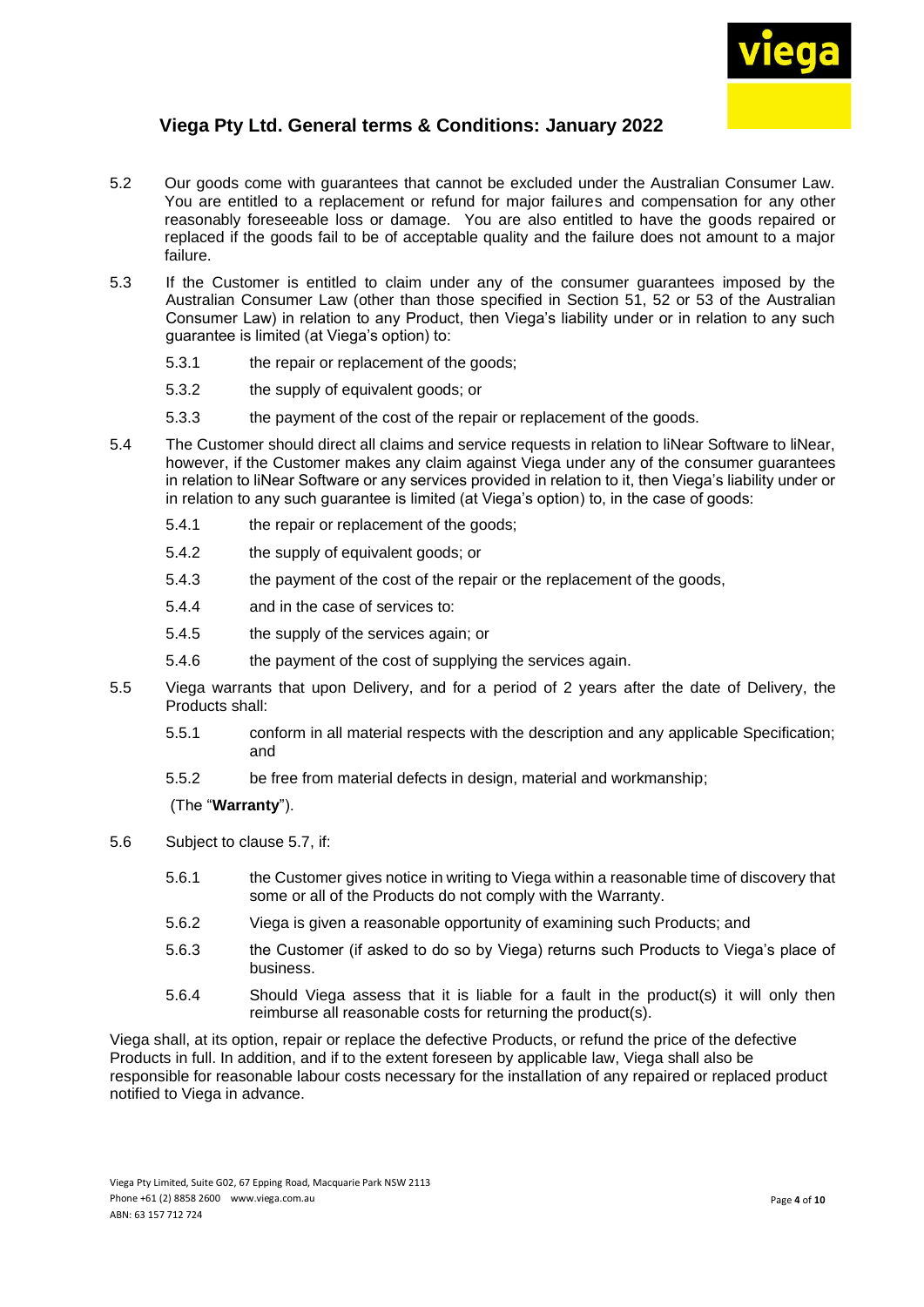5.2 Our goods come with guarantees that cannot be excluded under the Australian Consumer Law. You are entitled to a replacement or refund for major failures and compensation for any other reasonably foreseeable loss or damage. You are also entitled to have the goods repaired or replaced if the goods fail to be of acceptable quality and the failure does not amount to a major failure.

5.3 If the Customer is entitled to claim under any of the consumer guarantees imposed by the Australian Consumer Law (other than those specified in Section 51, 52 or 53 of the Australian Consumer Law) in relation to any Product, then Viega's liability under or in relation to any such guarantee is limited (at Viega's option) to:

5.3.1 the repair or replacement of the goods;

5.3.2 the supply of equivalent goods; or

5.3.3 the payment of the cost of the repair or replacement of the goods.

5.4 The Customer should direct all claims and service requests in relation to liNear Software to liNear, however, if the Customer makes any claim against Viega under any of the consumer guarantees in relation to liNear Software or any services provided in relation to it, then Viega's liability under or in relation to any such guarantee is limited (at Viega's option) to, in the case of goods:

5.4.1 the repair or replacement of the goods;

5.4.2 the supply of equivalent goods; or

5.4.3 the payment of the cost of the repair or the replacement of the goods,

5.4.4 and in the case of services to:

5.4.5 the supply of the services again; or

5.4.6 the payment of the cost of supplying the services again.

5.5 Viega warrants that upon Delivery, and for a period of 2 years after the date of Delivery, the Products shall:

5.5.1 conform in all material respects with the description and any applicable Specification; and

5.5.2 be free from material defects in design, material and workmanship;

(The "**Warranty**").

5.6 Subject to clause 5.7, if:

5.6.1 the Customer gives notice in writing to Viega within a reasonable time of discovery that some or all of the Products do not comply with the Warranty.

5.6.2 Viega is given a reasonable opportunity of examining such Products; and

5.6.3 the Customer (if asked to do so by Viega) returns such Products to Viega's place of business.

5.6.4 Should Viega assess that it is liable for a fault in the product(s) it will only then reimburse all reasonable costs for returning the product(s).

Viega shall, at its option, repair or replace the defective Products, or refund the price of the defective Products in full. In addition, and if to the extent foreseen by applicable law, Viega shall also be responsible for reasonable labour costs necessary for the installation of any repaired or replaced product notified to Viega in advance.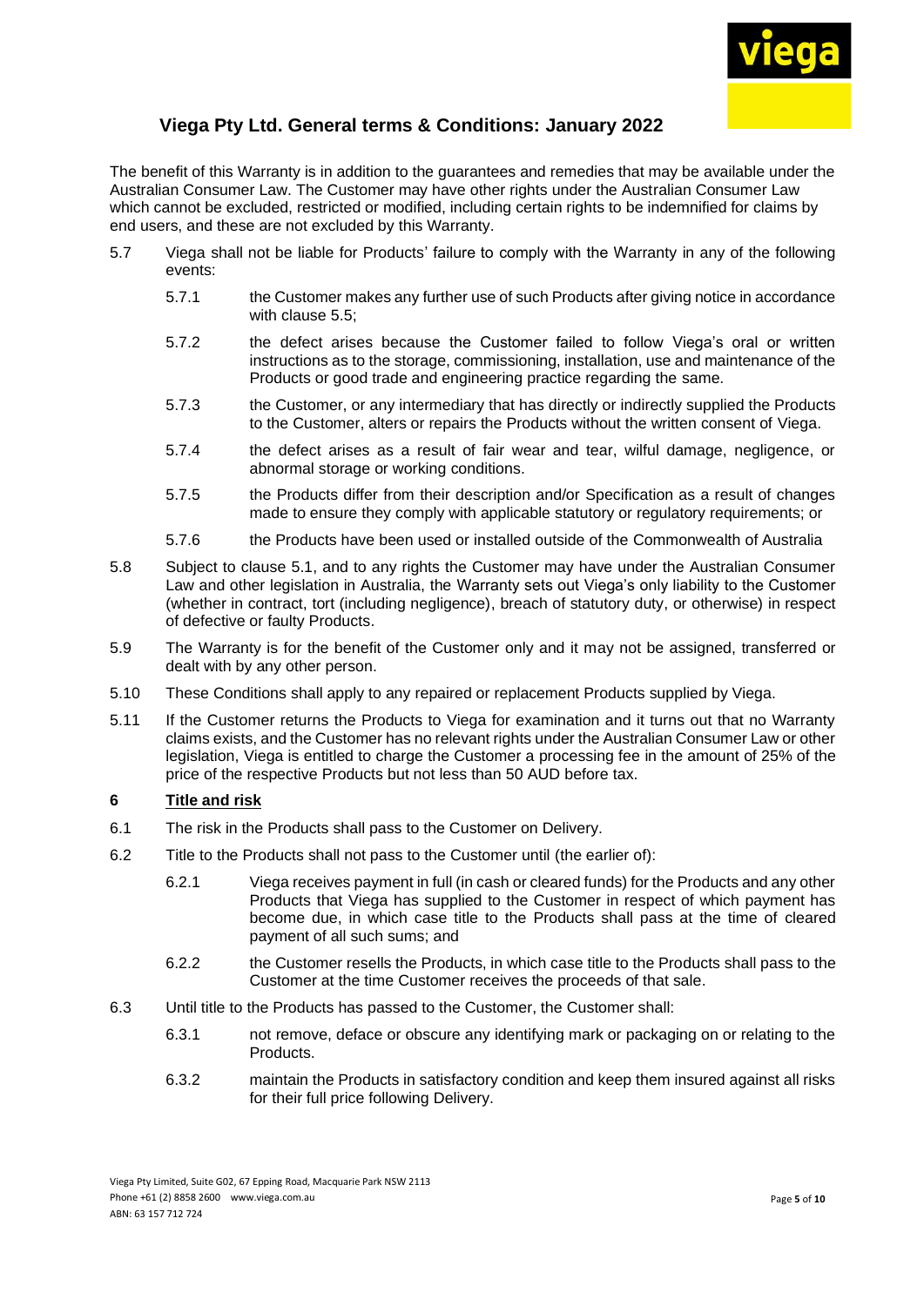The benefit of this Warranty is in addition to the guarantees and remedies that may be available under the Australian Consumer Law. The Customer may have other rights under the Australian Consumer Law which cannot be excluded, restricted or modified, including certain rights to be indemnified for claims by end users, and these are not excluded by this Warranty.

5.7 Viega shall not be liable for Products' failure to comply with the Warranty in any of the following events:

5.7.1 the Customer makes any further use of such Products after giving notice in accordance with clause 5.5;

5.7.2 the defect arises because the Customer failed to follow Viega's oral or written instructions as to the storage, commissioning, installation, use and maintenance of the Products or good trade and engineering practice regarding the same.

5.7.3 the Customer, or any intermediary that has directly or indirectly supplied the Products to the Customer, alters or repairs the Products without the written consent of Viega.

5.7.4 the defect arises as a result of fair wear and tear, wilful damage, negligence, or abnormal storage or working conditions.

5.7.5 the Products differ from their description and/or Specification as a result of changes made to ensure they comply with applicable statutory or regulatory requirements; or

5.7.6 the Products have been used or installed outside of the Commonwealth of Australia

5.8 Subject to clause 5.1, and to any rights the Customer may have under the Australian Consumer Law and other legislation in Australia, the Warranty sets out Viega's only liability to the Customer (whether in contract, tort (including negligence), breach of statutory duty, or otherwise) in respect of defective or faulty Products.

5.9 The Warranty is for the benefit of the Customer only and it may not be assigned, transferred or dealt with by any other person.

5.10 These Conditions shall apply to any repaired or replacement Products supplied by Viega.

5.11 If the Customer returns the Products to Viega for examination and it turns out that no Warranty claims exists, and the Customer has no relevant rights under the Australian Consumer Law or other legislation, Viega is entitled to charge the Customer a processing fee in the amount of 25% of the price of the respective Products but not less than 50 AUD before tax.

## 6 Title and risk

6.1 The risk in the Products shall pass to the Customer on Delivery.

6.2 Title to the Products shall not pass to the Customer until (the earlier of):

6.2.1 Viega receives payment in full (in cash or cleared funds) for the Products and any other Products that Viega has supplied to the Customer in respect of which payment has become due, in which case title to the Products shall pass at the time of cleared payment of all such sums; and

6.2.2 the Customer resells the Products, in which case title to the Products shall pass to the Customer at the time Customer receives the proceeds of that sale.

6.3 Until title to the Products has passed to the Customer, the Customer shall:

6.3.1 not remove, deface or obscure any identifying mark or packaging on or relating to the Products.

6.3.2 maintain the Products in satisfactory condition and keep them insured against all risks for their full price following Delivery.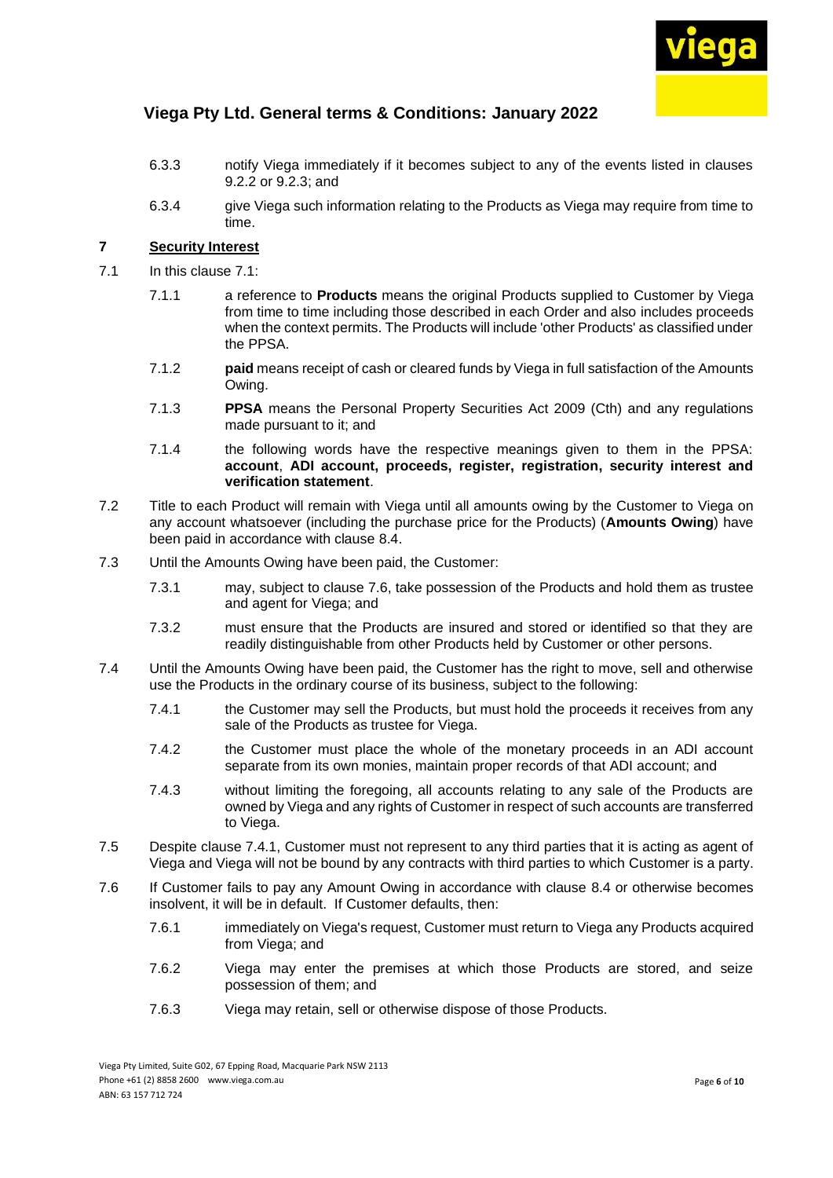6.3.3 notify Viega immediately if it becomes subject to any of the events listed in clauses 9.2.2 or 9.2.3; and

6.3.4 give Viega such information relating to the Products as Viega may require from time to time.

## 7 Security Interest

7.1 In this clause 7.1:

7.1.1 a reference to **Products** means the original Products supplied to Customer by Viega from time to time including those described in each Order and also includes proceeds when the context permits. The Products will include 'other Products' as classified under the PPSA.

7.1.2 **paid** means receipt of cash or cleared funds by Viega in full satisfaction of the Amounts Owing.

7.1.3 **PPSA** means the Personal Property Securities Act 2009 (Cth) and any regulations made pursuant to it; and

7.1.4 the following words have the respective meanings given to them in the PPSA: **account**, **ADI account, proceeds, register, registration, security interest and verification statement**.

7.2 Title to each Product will remain with Viega until all amounts owing by the Customer to Viega on any account whatsoever (including the purchase price for the Products) (**Amounts Owing**) have been paid in accordance with clause 8.4.

7.3 Until the Amounts Owing have been paid, the Customer:

7.3.1 may, subject to clause 7.6, take possession of the Products and hold them as trustee and agent for Viega; and

7.3.2 must ensure that the Products are insured and stored or identified so that they are readily distinguishable from other Products held by Customer or other persons.

7.4 Until the Amounts Owing have been paid, the Customer has the right to move, sell and otherwise use the Products in the ordinary course of its business, subject to the following:

7.4.1 the Customer may sell the Products, but must hold the proceeds it receives from any sale of the Products as trustee for Viega.

7.4.2 the Customer must place the whole of the monetary proceeds in an ADI account separate from its own monies, maintain proper records of that ADI account; and

7.4.3 without limiting the foregoing, all accounts relating to any sale of the Products are owned by Viega and any rights of Customer in respect of such accounts are transferred to Viega.

7.5 Despite clause 7.4.1, Customer must not represent to any third parties that it is acting as agent of Viega and Viega will not be bound by any contracts with third parties to which Customer is a party.

7.6 If Customer fails to pay any Amount Owing in accordance with clause 8.4 or otherwise becomes insolvent, it will be in default. If Customer defaults, then:

7.6.1 immediately on Viega's request, Customer must return to Viega any Products acquired from Viega; and

7.6.2 Viega may enter the premises at which those Products are stored, and seize possession of them; and

7.6.3 Viega may retain, sell or otherwise dispose of those Products.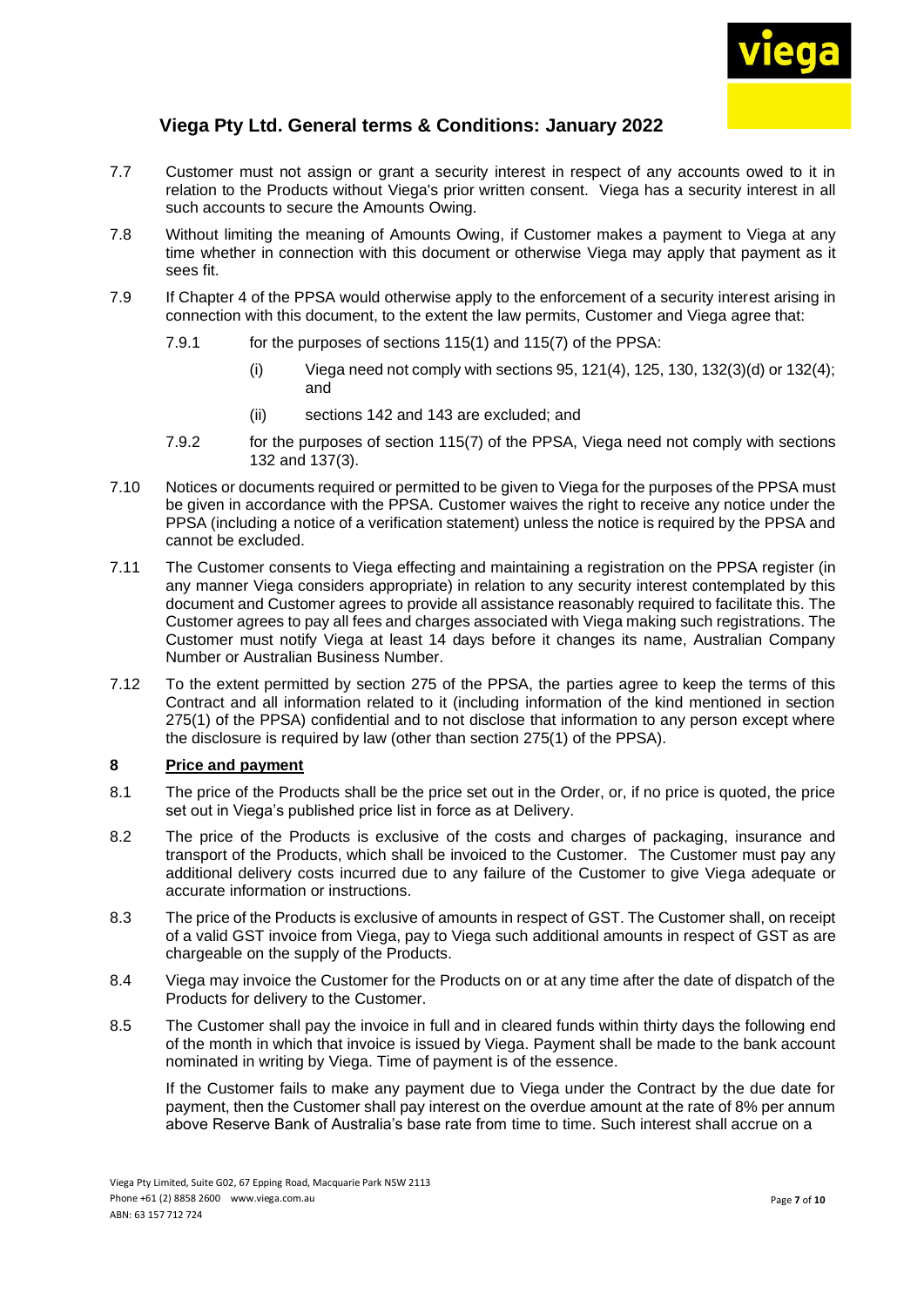7.7 Customer must not assign or grant a security interest in respect of any accounts owed to it in relation to the Products without Viega's prior written consent. Viega has a security interest in all such accounts to secure the Amounts Owing.

7.8 Without limiting the meaning of Amounts Owing, if Customer makes a payment to Viega at any time whether in connection with this document or otherwise Viega may apply that payment as it sees fit.

7.9 If Chapter 4 of the PPSA would otherwise apply to the enforcement of a security interest arising in connection with this document, to the extent the law permits, Customer and Viega agree that:

7.9.1 for the purposes of sections 115(1) and 115(7) of the PPSA:

(i) Viega need not comply with sections 95, 121(4), 125, 130, 132(3)(d) or 132(4); and

(ii) sections 142 and 143 are excluded; and

7.9.2 for the purposes of section 115(7) of the PPSA, Viega need not comply with sections 132 and 137(3).

7.10 Notices or documents required or permitted to be given to Viega for the purposes of the PPSA must be given in accordance with the PPSA. Customer waives the right to receive any notice under the PPSA (including a notice of a verification statement) unless the notice is required by the PPSA and cannot be excluded.

7.11 The Customer consents to Viega effecting and maintaining a registration on the PPSA register (in any manner Viega considers appropriate) in relation to any security interest contemplated by this document and Customer agrees to provide all assistance reasonably required to facilitate this. The Customer agrees to pay all fees and charges associated with Viega making such registrations. The Customer must notify Viega at least 14 days before it changes its name, Australian Company Number or Australian Business Number.

7.12 To the extent permitted by section 275 of the PPSA, the parties agree to keep the terms of this Contract and all information related to it (including information of the kind mentioned in section 275(1) of the PPSA) confidential and to not disclose that information to any person except where the disclosure is required by law (other than section 275(1) of the PPSA).

## 8 Price and payment

8.1 The price of the Products shall be the price set out in the Order, or, if no price is quoted, the price set out in Viega's published price list in force as at Delivery.

8.2 The price of the Products is exclusive of the costs and charges of packaging, insurance and transport of the Products, which shall be invoiced to the Customer. The Customer must pay any additional delivery costs incurred due to any failure of the Customer to give Viega adequate or accurate information or instructions.

8.3 The price of the Products is exclusive of amounts in respect of GST. The Customer shall, on receipt of a valid GST invoice from Viega, pay to Viega such additional amounts in respect of GST as are chargeable on the supply of the Products.

8.4 Viega may invoice the Customer for the Products on or at any time after the date of dispatch of the Products for delivery to the Customer.

8.5 The Customer shall pay the invoice in full and in cleared funds within thirty days the following end of the month in which that invoice is issued by Viega. Payment shall be made to the bank account nominated in writing by Viega. Time of payment is of the essence.

If the Customer fails to make any payment due to Viega under the Contract by the due date for payment, then the Customer shall pay interest on the overdue amount at the rate of 8% per annum above Reserve Bank of Australia's base rate from time to time. Such interest shall accrue on a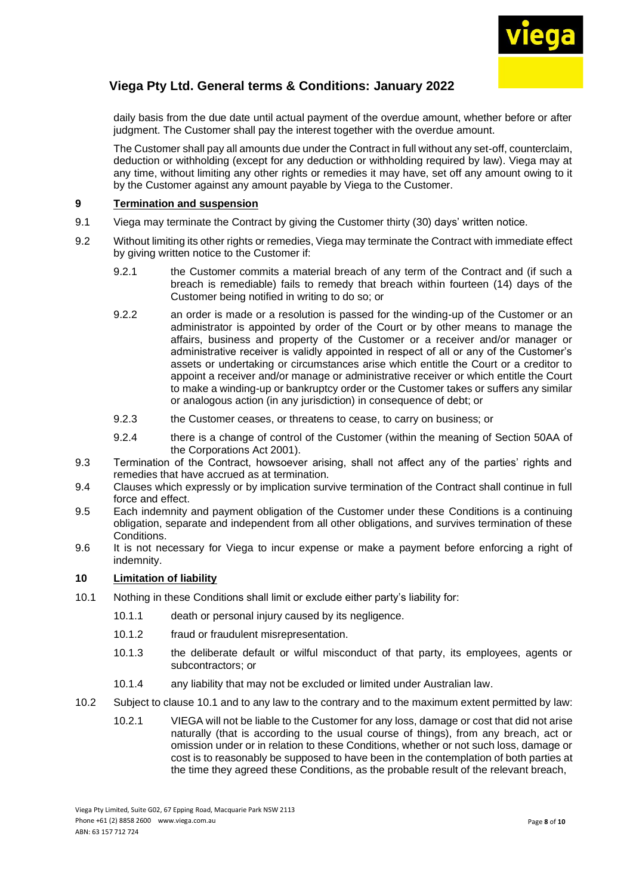daily basis from the due date until actual payment of the overdue amount, whether before or after judgment. The Customer shall pay the interest together with the overdue amount.

The Customer shall pay all amounts due under the Contract in full without any set-off, counterclaim, deduction or withholding (except for any deduction or withholding required by law). Viega may at any time, without limiting any other rights or remedies it may have, set off any amount owing to it by the Customer against any amount payable by Viega to the Customer.

## 9 Termination and suspension

9.1 Viega may terminate the Contract by giving the Customer thirty (30) days' written notice.

9.2 Without limiting its other rights or remedies, Viega may terminate the Contract with immediate effect by giving written notice to the Customer if:

9.2.1 the Customer commits a material breach of any term of the Contract and (if such a breach is remediable) fails to remedy that breach within fourteen (14) days of the Customer being notified in writing to do so; or

9.2.2 an order is made or a resolution is passed for the winding-up of the Customer or an administrator is appointed by order of the Court or by other means to manage the affairs, business and property of the Customer or a receiver and/or manager or administrative receiver is validly appointed in respect of all or any of the Customer's assets or undertaking or circumstances arise which entitle the Court or a creditor to appoint a receiver and/or manage or administrative receiver or which entitle the Court to make a winding-up or bankruptcy order or the Customer takes or suffers any similar or analogous action (in any jurisdiction) in consequence of debt; or

9.2.3 the Customer ceases, or threatens to cease, to carry on business; or

9.2.4 there is a change of control of the Customer (within the meaning of Section 50AA of the Corporations Act 2001).

9.3 Termination of the Contract, howsoever arising, shall not affect any of the parties' rights and remedies that have accrued as at termination.

9.4 Clauses which expressly or by implication survive termination of the Contract shall continue in full force and effect.

9.5 Each indemnity and payment obligation of the Customer under these Conditions is a continuing obligation, separate and independent from all other obligations, and survives termination of these Conditions.

9.6 It is not necessary for Viega to incur expense or make a payment before enforcing a right of indemnity.

## 10 Limitation of liability

10.1 Nothing in these Conditions shall limit or exclude either party's liability for:

10.1.1 death or personal injury caused by its negligence.

10.1.2 fraud or fraudulent misrepresentation.

10.1.3 the deliberate default or wilful misconduct of that party, its employees, agents or subcontractors; or

10.1.4 any liability that may not be excluded or limited under Australian law.

10.2 Subject to clause 10.1 and to any law to the contrary and to the maximum extent permitted by law:

10.2.1 VIEGA will not be liable to the Customer for any loss, damage or cost that did not arise naturally (that is according to the usual course of things), from any breach, act or omission under or in relation to these Conditions, whether or not such loss, damage or cost is to reasonably be supposed to have been in the contemplation of both parties at the time they agreed these Conditions, as the probable result of the relevant breach,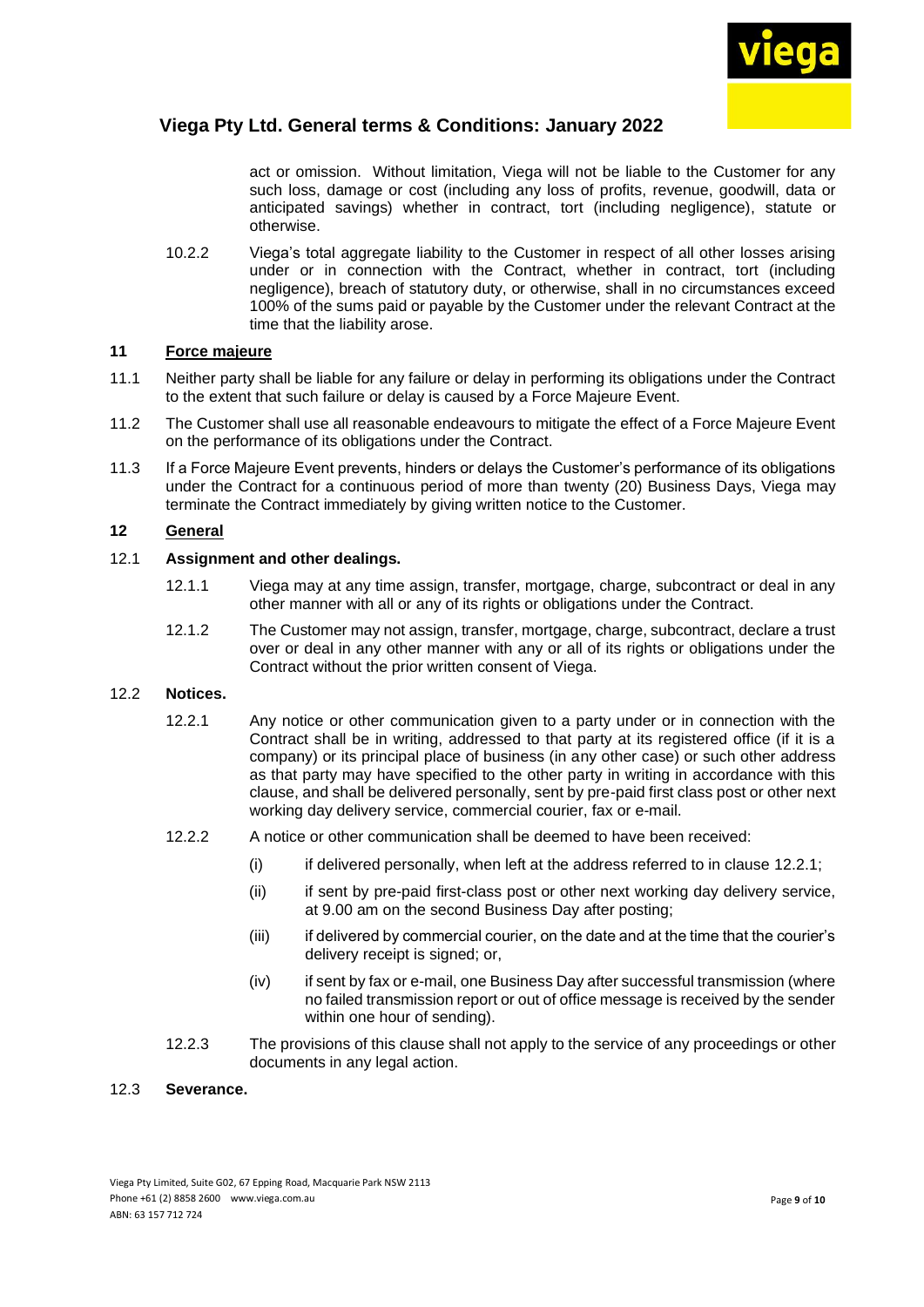act or omission. Without limitation, Viega will not be liable to the Customer for any such loss, damage or cost (including any loss of profits, revenue, goodwill, data or anticipated savings) whether in contract, tort (including negligence), statute or otherwise.

10.2.2 Viega's total aggregate liability to the Customer in respect of all other losses arising under or in connection with the Contract, whether in contract, tort (including negligence), breach of statutory duty, or otherwise, shall in no circumstances exceed 100% of the sums paid or payable by the Customer under the relevant Contract at the time that the liability arose.

## 11 Force majeure

11.1 Neither party shall be liable for any failure or delay in performing its obligations under the Contract to the extent that such failure or delay is caused by a Force Majeure Event.

11.2 The Customer shall use all reasonable endeavours to mitigate the effect of a Force Majeure Event on the performance of its obligations under the Contract.

11.3 If a Force Majeure Event prevents, hinders or delays the Customer's performance of its obligations under the Contract for a continuous period of more than twenty (20) Business Days, Viega may terminate the Contract immediately by giving written notice to the Customer.

## 12 General

12.1 **Assignment and other dealings.**

12.1.1 Viega may at any time assign, transfer, mortgage, charge, subcontract or deal in any other manner with all or any of its rights or obligations under the Contract.

12.1.2 The Customer may not assign, transfer, mortgage, charge, subcontract, declare a trust over or deal in any other manner with any or all of its rights or obligations under the Contract without the prior written consent of Viega.

12.2 **Notices.**

12.2.1 Any notice or other communication given to a party under or in connection with the Contract shall be in writing, addressed to that party at its registered office (if it is a company) or its principal place of business (in any other case) or such other address as that party may have specified to the other party in writing in accordance with this clause, and shall be delivered personally, sent by pre-paid first class post or other next working day delivery service, commercial courier, fax or e-mail.

12.2.2 A notice or other communication shall be deemed to have been received:

(i) if delivered personally, when left at the address referred to in clause 12.2.1;

(ii) if sent by pre-paid first-class post or other next working day delivery service, at 9.00 am on the second Business Day after posting;

(iii) if delivered by commercial courier, on the date and at the time that the courier's delivery receipt is signed; or,

(iv) if sent by fax or e-mail, one Business Day after successful transmission (where no failed transmission report or out of office message is received by the sender within one hour of sending).

12.2.3 The provisions of this clause shall not apply to the service of any proceedings or other documents in any legal action.

12.3 **Severance.**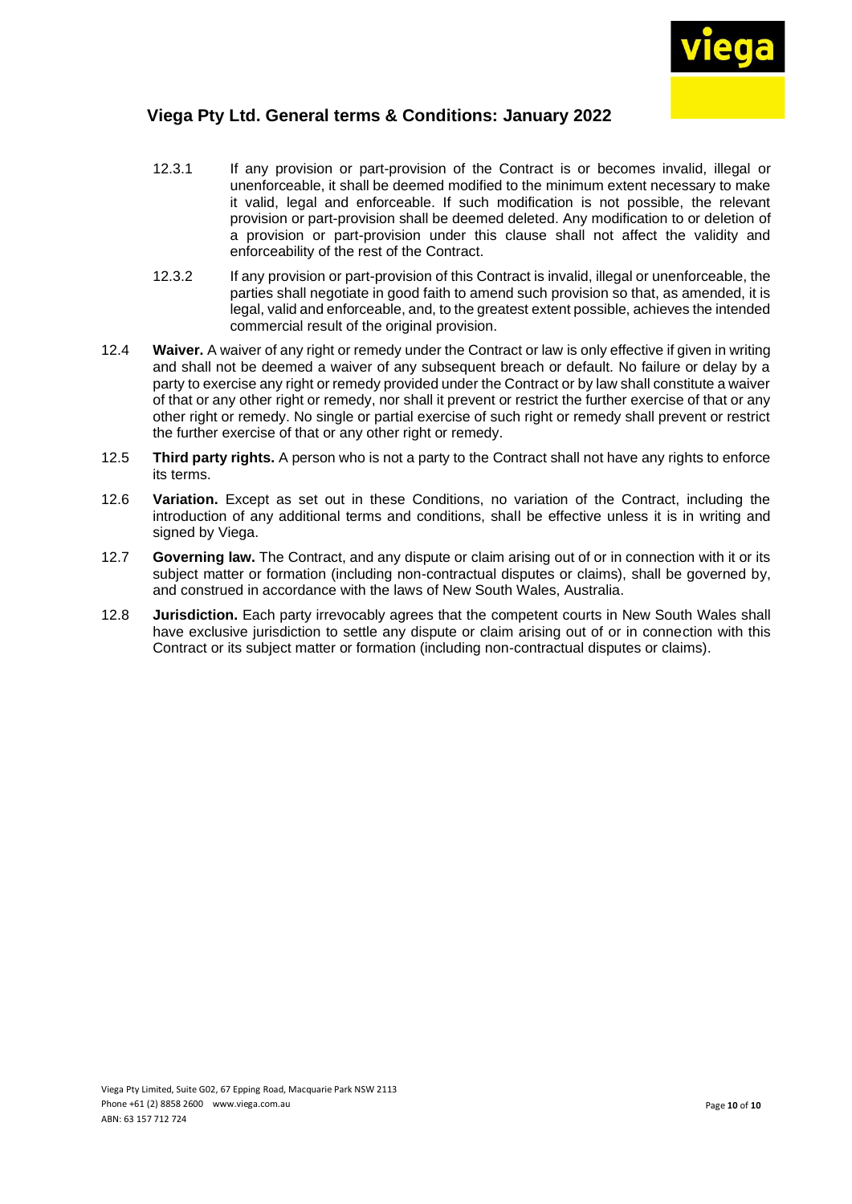12.3.1 If any provision or part-provision of the Contract is or becomes invalid, illegal or unenforceable, it shall be deemed modified to the minimum extent necessary to make it valid, legal and enforceable. If such modification is not possible, the relevant provision or part-provision shall be deemed deleted. Any modification to or deletion of a provision or part-provision under this clause shall not affect the validity and enforceability of the rest of the Contract.

12.3.2 If any provision or part-provision of this Contract is invalid, illegal or unenforceable, the parties shall negotiate in good faith to amend such provision so that, as amended, it is legal, valid and enforceable, and, to the greatest extent possible, achieves the intended commercial result of the original provision.

12.4 **Waiver.** A waiver of any right or remedy under the Contract or law is only effective if given in writing and shall not be deemed a waiver of any subsequent breach or default. No failure or delay by a party to exercise any right or remedy provided under the Contract or by law shall constitute a waiver of that or any other right or remedy, nor shall it prevent or restrict the further exercise of that or any other right or remedy. No single or partial exercise of such right or remedy shall prevent or restrict the further exercise of that or any other right or remedy.

12.5 **Third party rights.** A person who is not a party to the Contract shall not have any rights to enforce its terms.

12.6 **Variation.** Except as set out in these Conditions, no variation of the Contract, including the introduction of any additional terms and conditions, shall be effective unless it is in writing and signed by Viega.

12.7 **Governing law.** The Contract, and any dispute or claim arising out of or in connection with it or its subject matter or formation (including non-contractual disputes or claims), shall be governed by, and construed in accordance with the laws of New South Wales, Australia.

12.8 **Jurisdiction.** Each party irrevocably agrees that the competent courts in New South Wales shall have exclusive jurisdiction to settle any dispute or claim arising out of or in connection with this Contract or its subject matter or formation (including non-contractual disputes or claims).